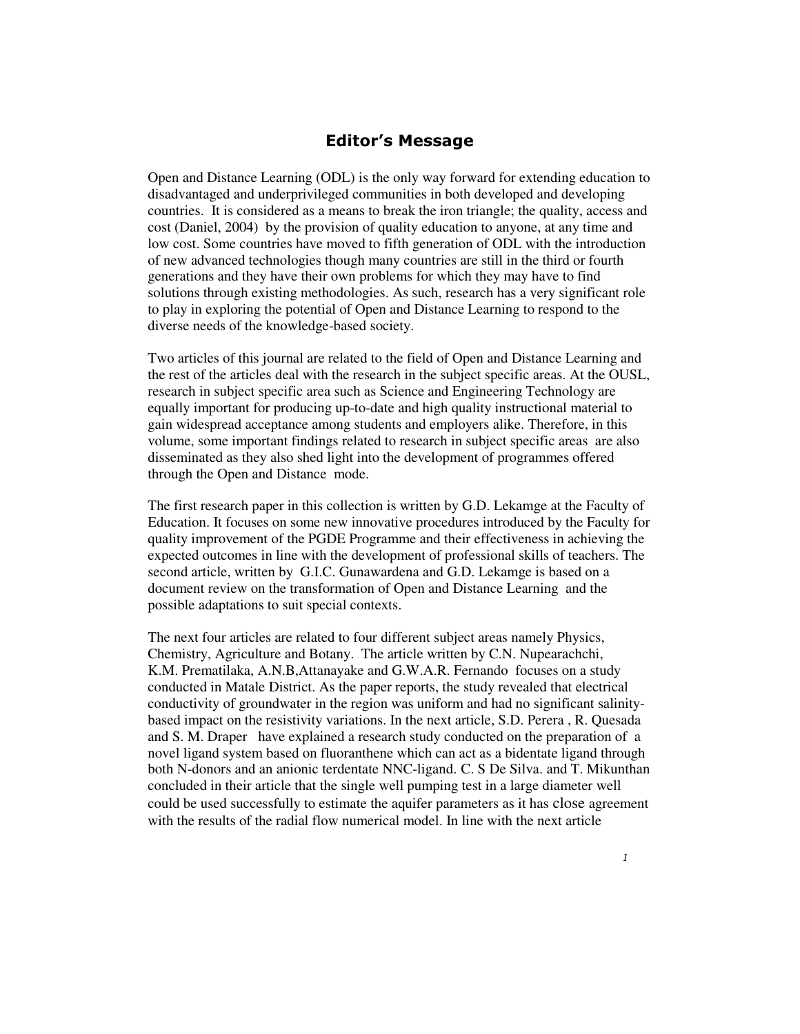# Editor's Message

Open and Distance Learning (ODL) is the only way forward for extending education to disadvantaged and underprivileged communities in both developed and developing countries. It is considered as a means to break the iron triangle; the quality, access and cost (Daniel, 2004) by the provision of quality education to anyone, at any time and low cost. Some countries have moved to fifth generation of ODL with the introduction of new advanced technologies though many countries are still in the third or fourth generations and they have their own problems for which they may have to find solutions through existing methodologies. As such, research has a very significant role to play in exploring the potential of Open and Distance Learning to respond to the diverse needs of the knowledge-based society.

Two articles of this journal are related to the field of Open and Distance Learning and the rest of the articles deal with the research in the subject specific areas. At the OUSL, research in subject specific area such as Science and Engineering Technology are equally important for producing up-to-date and high quality instructional material to gain widespread acceptance among students and employers alike. Therefore, in this volume, some important findings related to research in subject specific areas are also disseminated as they also shed light into the development of programmes offered through the Open and Distance mode.

The first research paper in this collection is written by G.D. Lekamge at the Faculty of Education. It focuses on some new innovative procedures introduced by the Faculty for quality improvement of the PGDE Programme and their effectiveness in achieving the expected outcomes in line with the development of professional skills of teachers. The second article, written by G.I.C. Gunawardena and G.D. Lekamge is based on a document review on the transformation of Open and Distance Learning and the possible adaptations to suit special contexts.

The next four articles are related to four different subject areas namely Physics, Chemistry, Agriculture and Botany. The article written by C.N. Nupearachchi, K.M. Prematilaka, A.N.B,Attanayake and G.W.A.R. Fernando focuses on a study conducted in Matale District. As the paper reports, the study revealed that electrical conductivity of groundwater in the region was uniform and had no significant salinity-based impact on the resistivity variations. In the next article, S.D. Perera , R. Quesada and S. M. Draper have explained a research study conducted on the preparation of a novel ligand system based on fluoranthene which can act as a bidentate ligand through both N-donors and an anionic terdentate NNC-ligand. C. S De Silva. and T. Mikunthan concluded in their article that the single well pumping test in a large diameter well could be used successfully to estimate the aquifer parameters as it has close agreement with the results of the radial flow numerical model. In line with the next article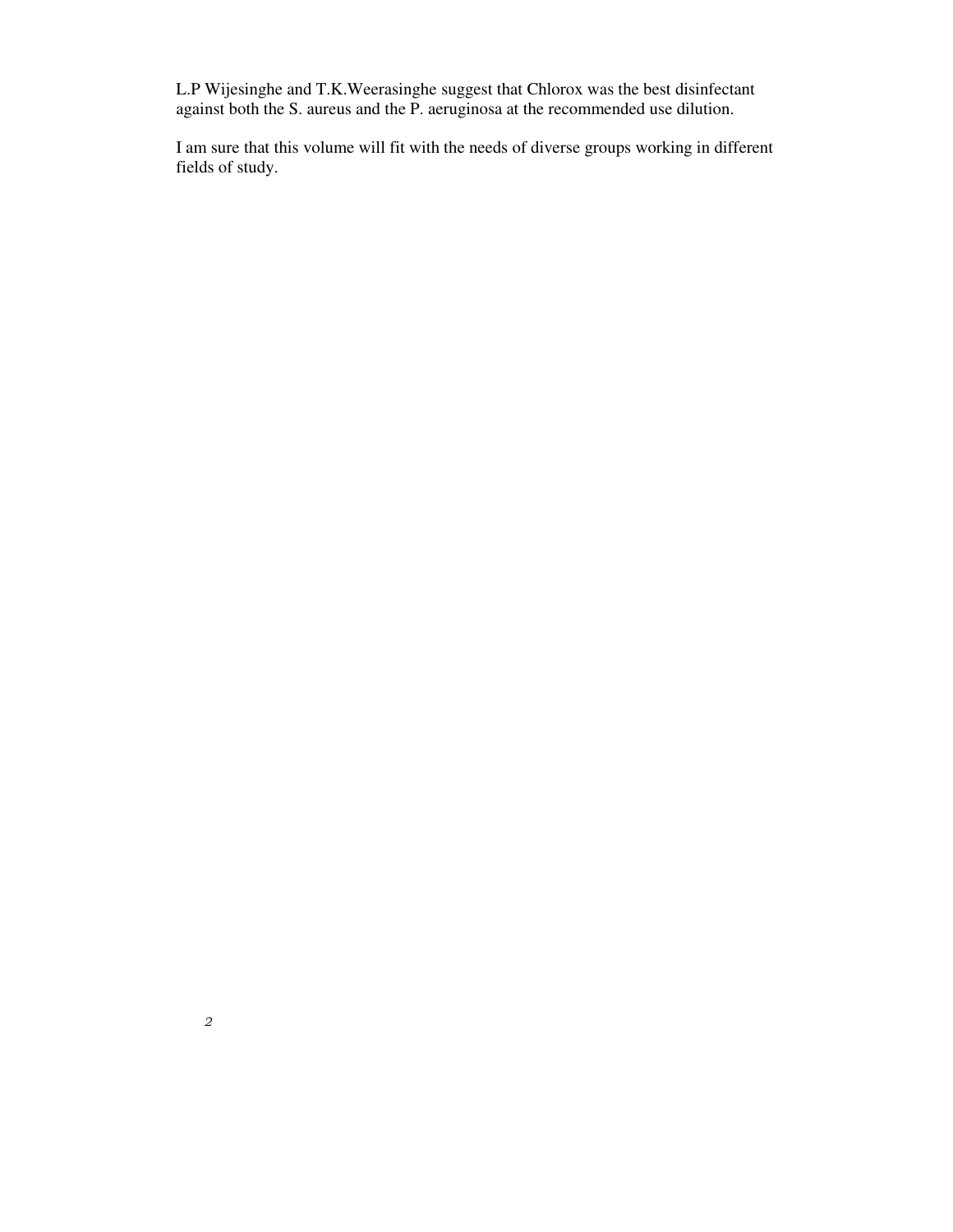L.P Wijesinghe and T.K.Weerasinghe suggest that Chlorox was the best disinfectant against both the S. aureus and the P. aeruginosa at the recommended use dilution.

I am sure that this volume will fit with the needs of diverse groups working in different fields of study.